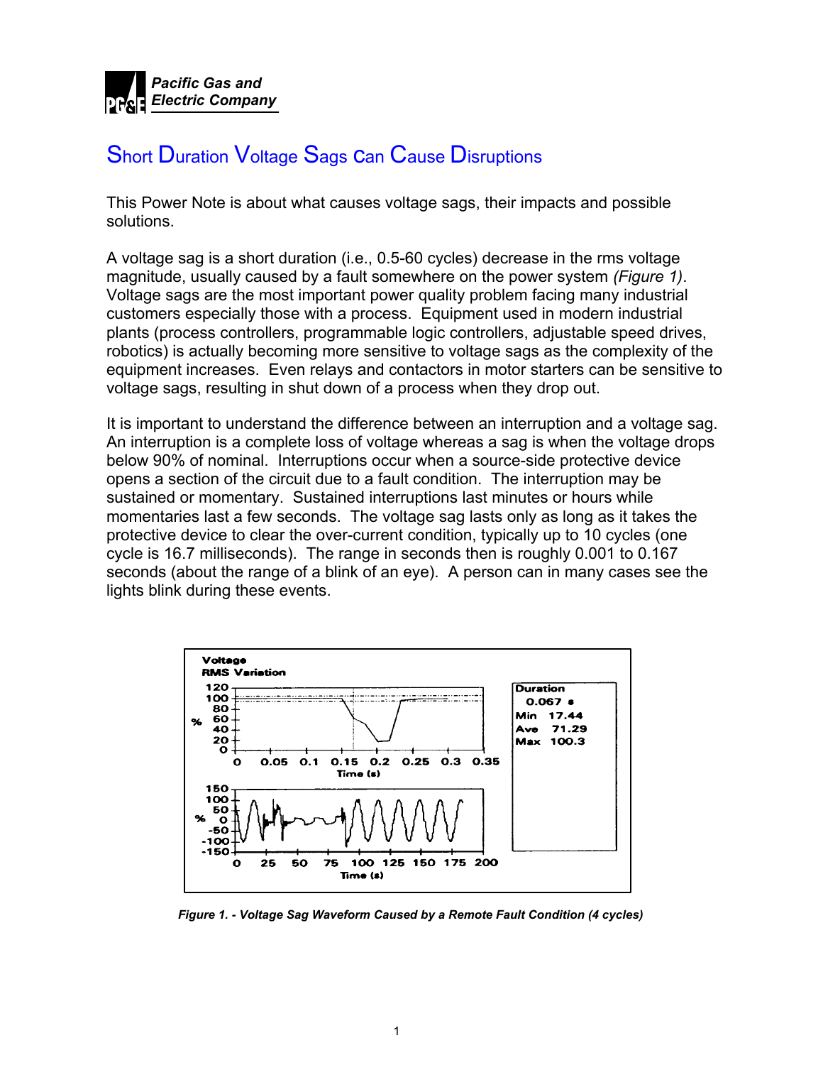Pacific Gas and Electric Company

# Short Duration Voltage Sags can Cause Disruptions

This Power Note is about what causes voltage sags, their impacts and possible solutions.

A voltage sag is a short duration (i.e., 0.5-60 cycles) decrease in the rms voltage magnitude, usually caused by a fault somewhere on the power system *(Figure 1)*. Voltage sags are the most important power quality problem facing many industrial customers especially those with a process. Equipment used in modern industrial plants (process controllers, programmable logic controllers, adjustable speed drives, robotics) is actually becoming more sensitive to voltage sags as the complexity of the equipment increases. Even relays and contactors in motor starters can be sensitive to voltage sags, resulting in shut down of a process when they drop out.

It is important to understand the difference between an interruption and a voltage sag. An interruption is a complete loss of voltage whereas a sag is when the voltage drops below 90% of nominal. Interruptions occur when a source-side protective device opens a section of the circuit due to a fault condition. The interruption may be sustained or momentary. Sustained interruptions last minutes or hours while momentaries last a few seconds. The voltage sag lasts only as long as it takes the protective device to clear the over-current condition, typically up to 10 cycles (one cycle is 16.7 milliseconds). The range in seconds then is roughly 0.001 to 0.167 seconds (about the range of a blink of an eye). A person can in many cases see the lights blink during these events.

***Figure 1. - Voltage Sag Waveform Caused by a Remote Fault Condition (4 cycles)***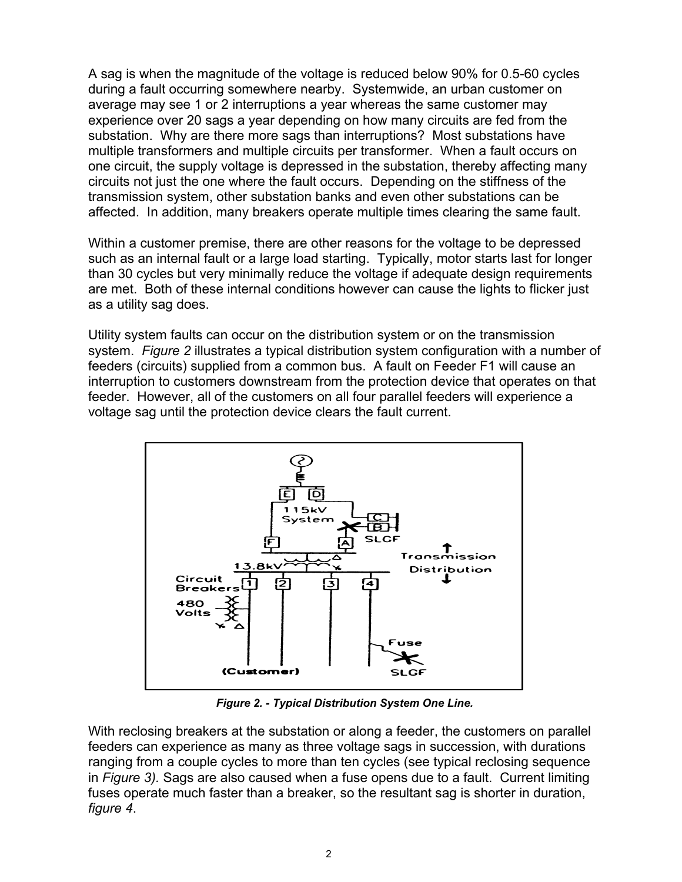A sag is when the magnitude of the voltage is reduced below 90% for 0.5-60 cycles during a fault occurring somewhere nearby. Systemwide, an urban customer on average may see 1 or 2 interruptions a year whereas the same customer may experience over 20 sags a year depending on how many circuits are fed from the substation. Why are there more sags than interruptions? Most substations have multiple transformers and multiple circuits per transformer. When a fault occurs on one circuit, the supply voltage is depressed in the substation, thereby affecting many circuits not just the one where the fault occurs. Depending on the stiffness of the transmission system, other substation banks and even other substations can be affected. In addition, many breakers operate multiple times clearing the same fault.

Within a customer premise, there are other reasons for the voltage to be depressed such as an internal fault or a large load starting. Typically, motor starts last for longer than 30 cycles but very minimally reduce the voltage if adequate design requirements are met. Both of these internal conditions however can cause the lights to flicker just as a utility sag does.

Utility system faults can occur on the distribution system or on the transmission system. *Figure 2* illustrates a typical distribution system configuration with a number of feeders (circuits) supplied from a common bus. A fault on Feeder F1 will cause an interruption to customers downstream from the protection device that operates on that feeder. However, all of the customers on all four parallel feeders will experience a voltage sag until the protection device clears the fault current.

***Figure 2. - Typical Distribution System One Line.***

With reclosing breakers at the substation or along a feeder, the customers on parallel feeders can experience as many as three voltage sags in succession, with durations ranging from a couple cycles to more than ten cycles (see typical reclosing sequence in *Figure 3).* Sags are also caused when a fuse opens due to a fault. Current limiting fuses operate much faster than a breaker, so the resultant sag is shorter in duration, *figure 4*.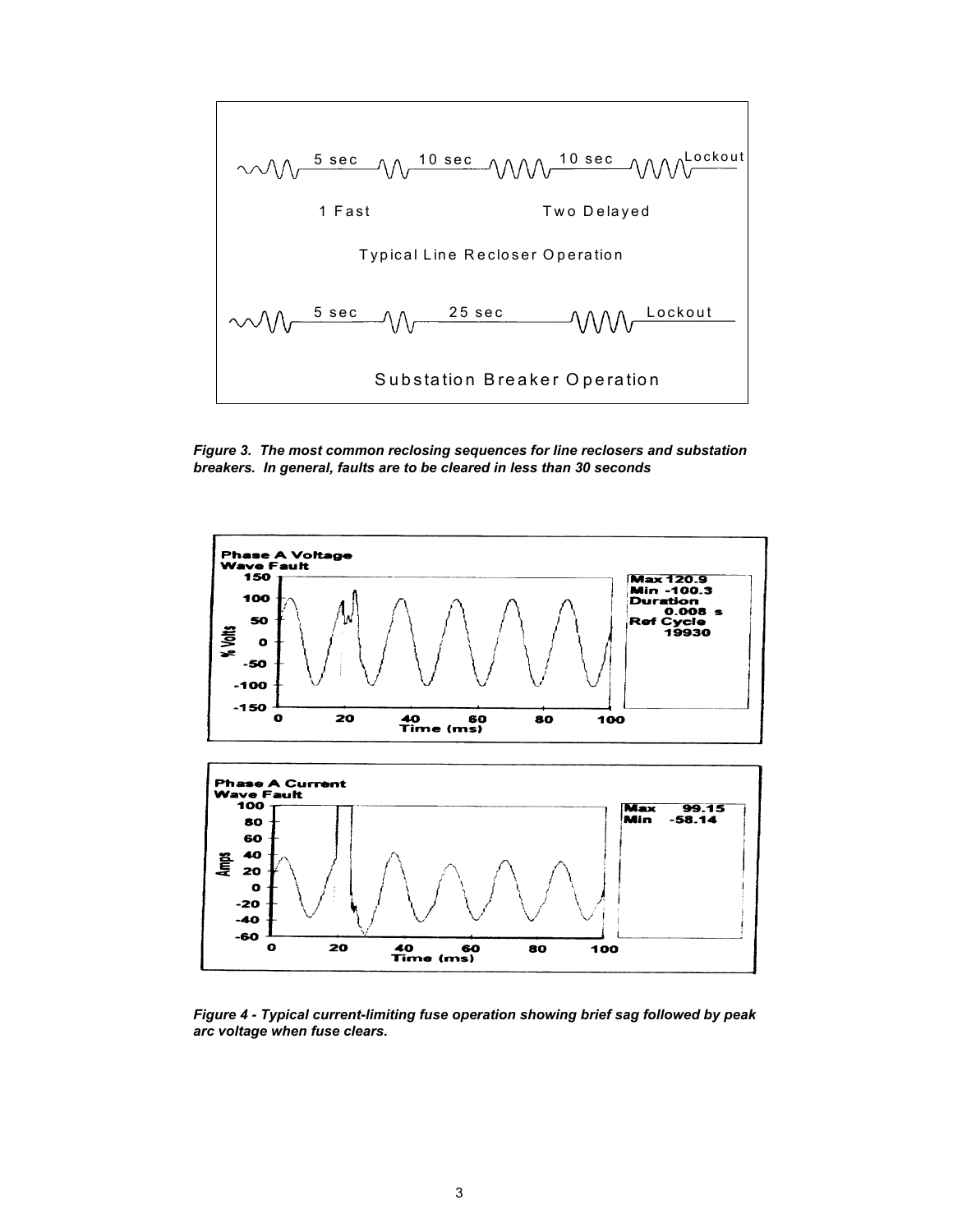*Figure 3. The most common reclosing sequences for line reclosers and substation breakers. In general, faults are to be cleared in less than 30 seconds*

*Figure 4 - Typical current-limiting fuse operation showing brief sag followed by peak arc voltage when fuse clears.*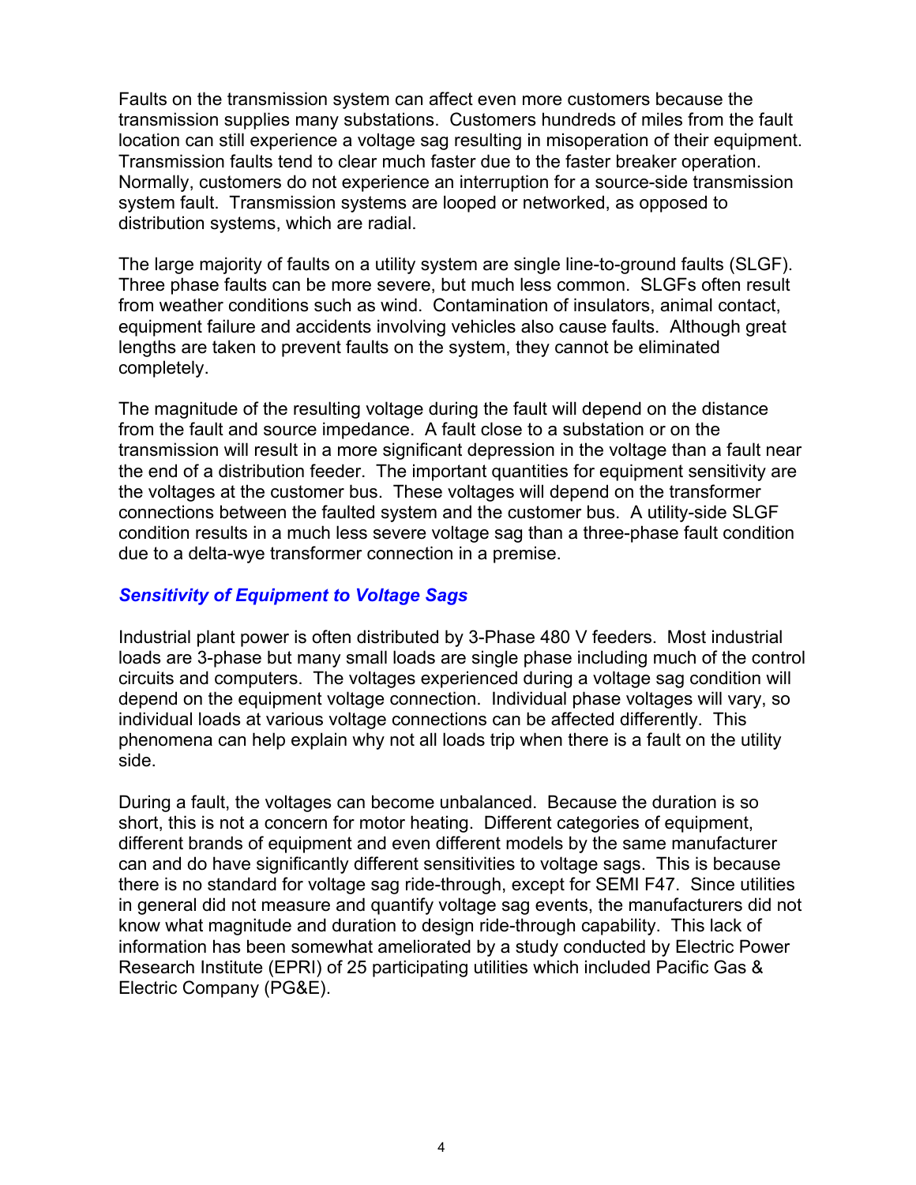Faults on the transmission system can affect even more customers because the transmission supplies many substations. Customers hundreds of miles from the fault location can still experience a voltage sag resulting in misoperation of their equipment. Transmission faults tend to clear much faster due to the faster breaker operation. Normally, customers do not experience an interruption for a source-side transmission system fault. Transmission systems are looped or networked, as opposed to distribution systems, which are radial.

The large majority of faults on a utility system are single line-to-ground faults (SLGF). Three phase faults can be more severe, but much less common. SLGFs often result from weather conditions such as wind. Contamination of insulators, animal contact, equipment failure and accidents involving vehicles also cause faults. Although great lengths are taken to prevent faults on the system, they cannot be eliminated completely.

The magnitude of the resulting voltage during the fault will depend on the distance from the fault and source impedance. A fault close to a substation or on the transmission will result in a more significant depression in the voltage than a fault near the end of a distribution feeder. The important quantities for equipment sensitivity are the voltages at the customer bus. These voltages will depend on the transformer connections between the faulted system and the customer bus. A utility-side SLGF condition results in a much less severe voltage sag than a three-phase fault condition due to a delta-wye transformer connection in a premise.

### *Sensitivity of Equipment to Voltage Sags*

Industrial plant power is often distributed by 3-Phase 480 V feeders. Most industrial loads are 3-phase but many small loads are single phase including much of the control circuits and computers. The voltages experienced during a voltage sag condition will depend on the equipment voltage connection. Individual phase voltages will vary, so individual loads at various voltage connections can be affected differently. This phenomena can help explain why not all loads trip when there is a fault on the utility side.

During a fault, the voltages can become unbalanced. Because the duration is so short, this is not a concern for motor heating. Different categories of equipment, different brands of equipment and even different models by the same manufacturer can and do have significantly different sensitivities to voltage sags. This is because there is no standard for voltage sag ride-through, except for SEMI F47. Since utilities in general did not measure and quantify voltage sag events, the manufacturers did not know what magnitude and duration to design ride-through capability. This lack of information has been somewhat ameliorated by a study conducted by Electric Power Research Institute (EPRI) of 25 participating utilities which included Pacific Gas & Electric Company (PG&E).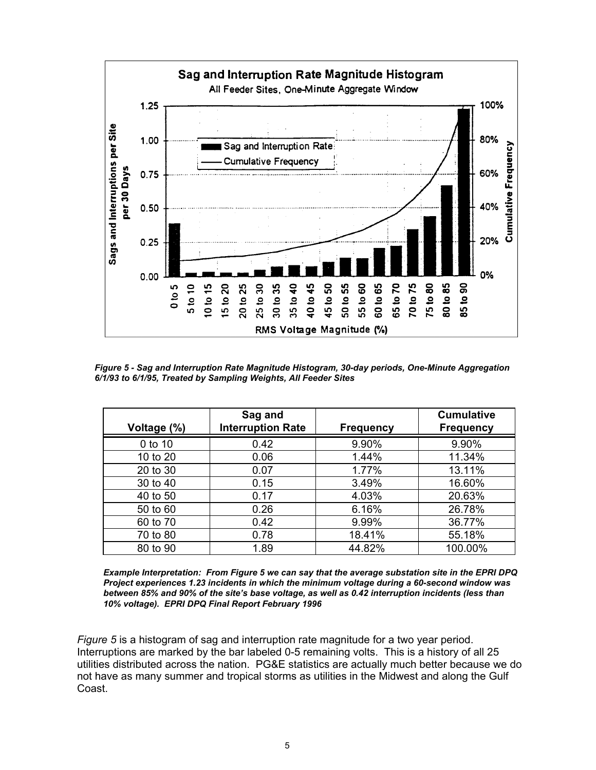*Figure 5 - Sag and Interruption Rate Magnitude Histogram, 30-day periods, One-Minute Aggregation 6/1/93 to 6/1/95, Treated by Sampling Weights, All Feeder Sites*

| Voltage (%) | Sag and Interruption Rate | Frequency | Cumulative Frequency |
|---|---|---|---|
| 0 to 10 | 0.42 | 9.90% | 9.90% |
| 10 to 20 | 0.06 | 1.44% | 11.34% |
| 20 to 30 | 0.07 | 1.77% | 13.11% |
| 30 to 40 | 0.15 | 3.49% | 16.60% |
| 40 to 50 | 0.17 | 4.03% | 20.63% |
| 50 to 60 | 0.26 | 6.16% | 26.78% |
| 60 to 70 | 0.42 | 9.99% | 36.77% |
| 70 to 80 | 0.78 | 18.41% | 55.18% |
| 80 to 90 | 1.89 | 44.82% | 100.00% |

***Example Interpretation:** From Figure 5 we can say that the average substation site in the EPRI DPQ Project experiences 1.23 incidents in which the minimum voltage during a 60-second window was between 85% and 90% of the site's base voltage, as well as 0.42 interruption incidents (less than 10% voltage). EPRI DPQ Final Report February 1996*

*Figure 5* is a histogram of sag and interruption rate magnitude for a two year period. Interruptions are marked by the bar labeled 0-5 remaining volts. This is a history of all 25 utilities distributed across the nation. PG&E statistics are actually much better because we do not have as many summer and tropical storms as utilities in the Midwest and along the Gulf Coast.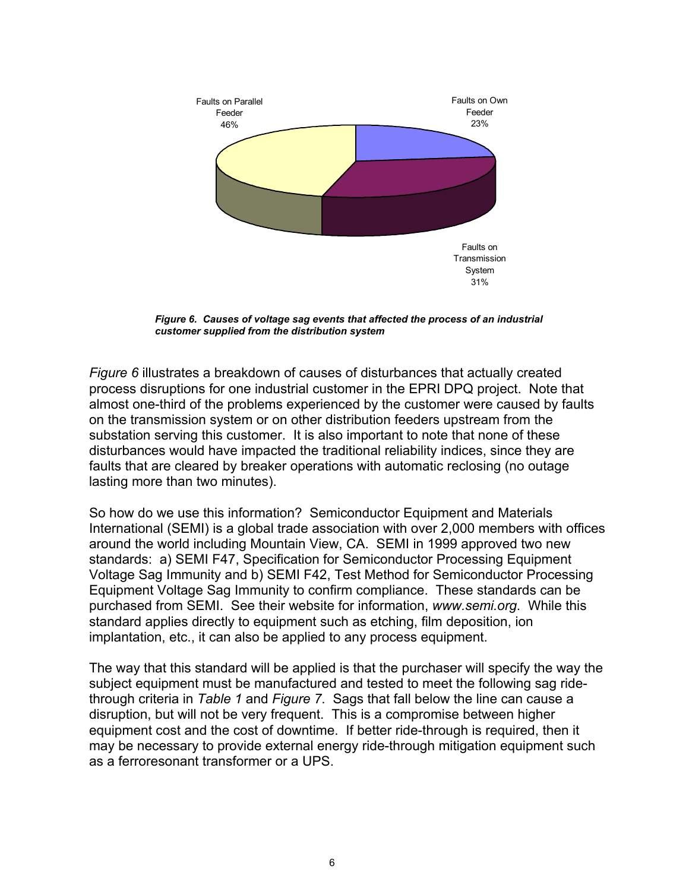Faults on Parallel Feeder 46%

Faults on Own Feeder 23%

Faults on Transmission System 31%

***Figure 6. Causes of voltage sag events that affected the process of an industrial customer supplied from the distribution system***

*Figure 6* illustrates a breakdown of causes of disturbances that actually created process disruptions for one industrial customer in the EPRI DPQ project. Note that almost one-third of the problems experienced by the customer were caused by faults on the transmission system or on other distribution feeders upstream from the substation serving this customer. It is also important to note that none of these disturbances would have impacted the traditional reliability indices, since they are faults that are cleared by breaker operations with automatic reclosing (no outage lasting more than two minutes).

So how do we use this information? Semiconductor Equipment and Materials International (SEMI) is a global trade association with over 2,000 members with offices around the world including Mountain View, CA. SEMI in 1999 approved two new standards: a) SEMI F47, Specification for Semiconductor Processing Equipment Voltage Sag Immunity and b) SEMI F42, Test Method for Semiconductor Processing Equipment Voltage Sag Immunity to confirm compliance. These standards can be purchased from SEMI. See their website for information, *www.semi.org*. While this standard applies directly to equipment such as etching, film deposition, ion implantation, etc., it can also be applied to any process equipment.

The way that this standard will be applied is that the purchaser will specify the way the subject equipment must be manufactured and tested to meet the following sag ride-through criteria in *Table 1* and *Figure 7*. Sags that fall below the line can cause a disruption, but will not be very frequent. This is a compromise between higher equipment cost and the cost of downtime. If better ride-through is required, then it may be necessary to provide external energy ride-through mitigation equipment such as a ferroresonant transformer or a UPS.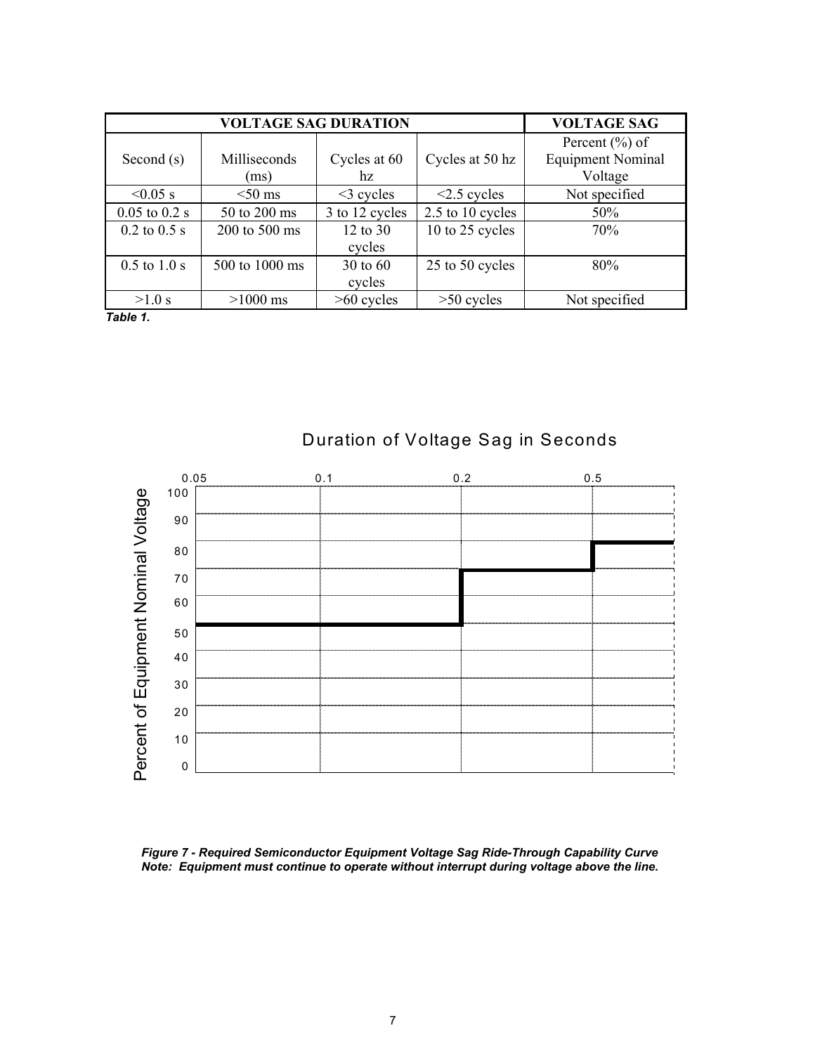| VOLTAGE SAG DURATION | | | | VOLTAGE SAG |
|---|---|---|---|---|
| Second (s) | Milliseconds (ms) | Cycles at 60 hz | Cycles at 50 hz | Percent (%) of Equipment Nominal Voltage |
| <0.05 s | <50 ms | <3 cycles | <2.5 cycles | Not specified |
| 0.05 to 0.2 s | 50 to 200 ms | 3 to 12 cycles | 2.5 to 10 cycles | 50% |
| 0.2 to 0.5 s | 200 to 500 ms | 12 to 30 cycles | 10 to 25 cycles | 70% |
| 0.5 to 1.0 s | 500 to 1000 ms | 30 to 60 cycles | 25 to 50 cycles | 80% |
| >1.0 s | >1000 ms | >60 cycles | >50 cycles | Not specified |

***Table 1.***

Duration of Voltage Sag in Seconds

Percent of Equipment Nominal Voltage

***Figure 7 - Required Semiconductor Equipment Voltage Sag Ride-Through Capability Curve***
***Note: Equipment must continue to operate without interrupt during voltage above the line.***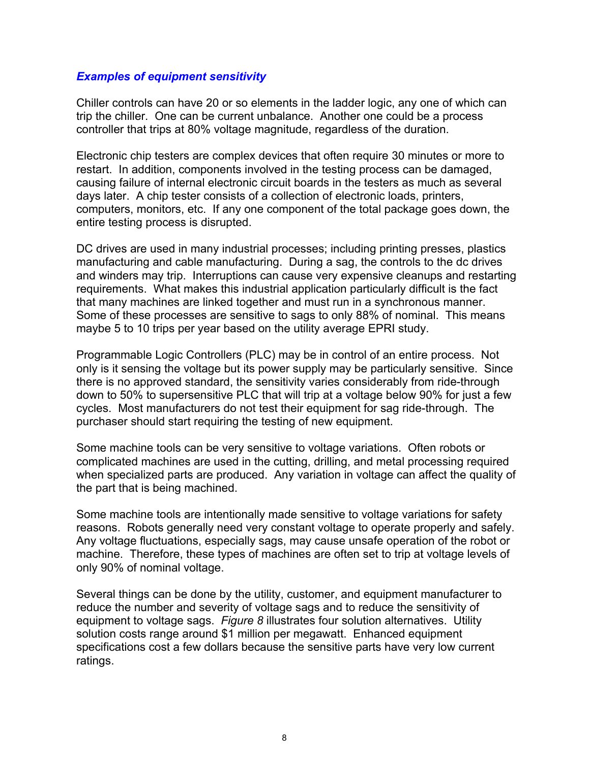### ***Examples of equipment sensitivity***

Chiller controls can have 20 or so elements in the ladder logic, any one of which can trip the chiller. One can be current unbalance. Another one could be a process controller that trips at 80% voltage magnitude, regardless of the duration.

Electronic chip testers are complex devices that often require 30 minutes or more to restart. In addition, components involved in the testing process can be damaged, causing failure of internal electronic circuit boards in the testers as much as several days later. A chip tester consists of a collection of electronic loads, printers, computers, monitors, etc. If any one component of the total package goes down, the entire testing process is disrupted.

DC drives are used in many industrial processes; including printing presses, plastics manufacturing and cable manufacturing. During a sag, the controls to the dc drives and winders may trip. Interruptions can cause very expensive cleanups and restarting requirements. What makes this industrial application particularly difficult is the fact that many machines are linked together and must run in a synchronous manner. Some of these processes are sensitive to sags to only 88% of nominal. This means maybe 5 to 10 trips per year based on the utility average EPRI study.

Programmable Logic Controllers (PLC) may be in control of an entire process. Not only is it sensing the voltage but its power supply may be particularly sensitive. Since there is no approved standard, the sensitivity varies considerably from ride-through down to 50% to supersensitive PLC that will trip at a voltage below 90% for just a few cycles. Most manufacturers do not test their equipment for sag ride-through. The purchaser should start requiring the testing of new equipment.

Some machine tools can be very sensitive to voltage variations. Often robots or complicated machines are used in the cutting, drilling, and metal processing required when specialized parts are produced. Any variation in voltage can affect the quality of the part that is being machined.

Some machine tools are intentionally made sensitive to voltage variations for safety reasons. Robots generally need very constant voltage to operate properly and safely. Any voltage fluctuations, especially sags, may cause unsafe operation of the robot or machine. Therefore, these types of machines are often set to trip at voltage levels of only 90% of nominal voltage.

Several things can be done by the utility, customer, and equipment manufacturer to reduce the number and severity of voltage sags and to reduce the sensitivity of equipment to voltage sags. *Figure 8* illustrates four solution alternatives. Utility solution costs range around $1 million per megawatt. Enhanced equipment specifications cost a few dollars because the sensitive parts have very low current ratings.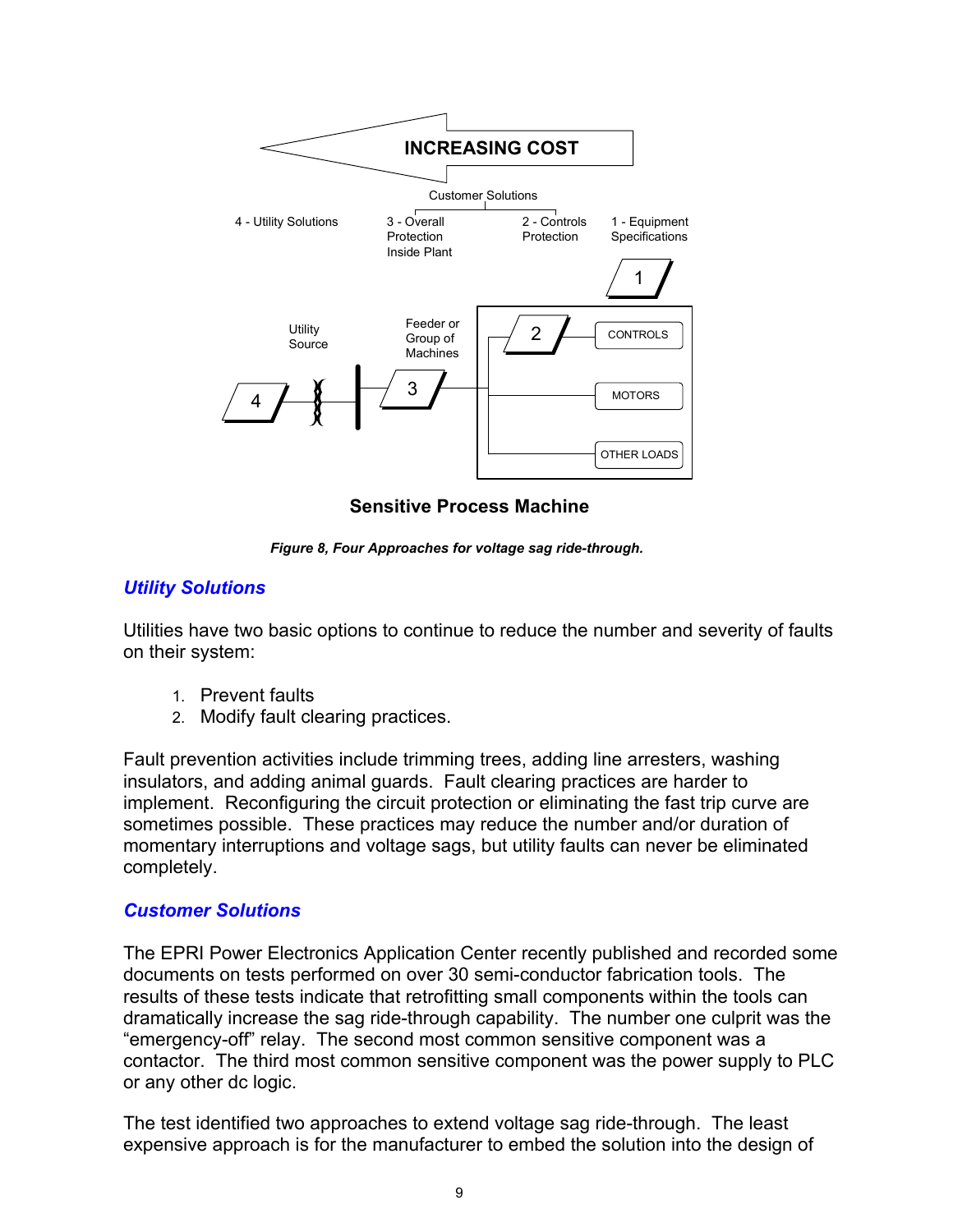Figure 8, Four Approaches for voltage sag ride-through.

## Utility Solutions

Utilities have two basic options to continue to reduce the number and severity of faults on their system:

1. Prevent faults
2. Modify fault clearing practices.

Fault prevention activities include trimming trees, adding line arresters, washing insulators, and adding animal guards. Fault clearing practices are harder to implement. Reconfiguring the circuit protection or eliminating the fast trip curve are sometimes possible. These practices may reduce the number and/or duration of momentary interruptions and voltage sags, but utility faults can never be eliminated completely.

## Customer Solutions

The EPRI Power Electronics Application Center recently published and recorded some documents on tests performed on over 30 semi-conductor fabrication tools. The results of these tests indicate that retrofitting small components within the tools can dramatically increase the sag ride-through capability. The number one culprit was the "emergency-off" relay. The second most common sensitive component was a contactor. The third most common sensitive component was the power supply to PLC or any other dc logic.

The test identified two approaches to extend voltage sag ride-through. The least expensive approach is for the manufacturer to embed the solution into the design of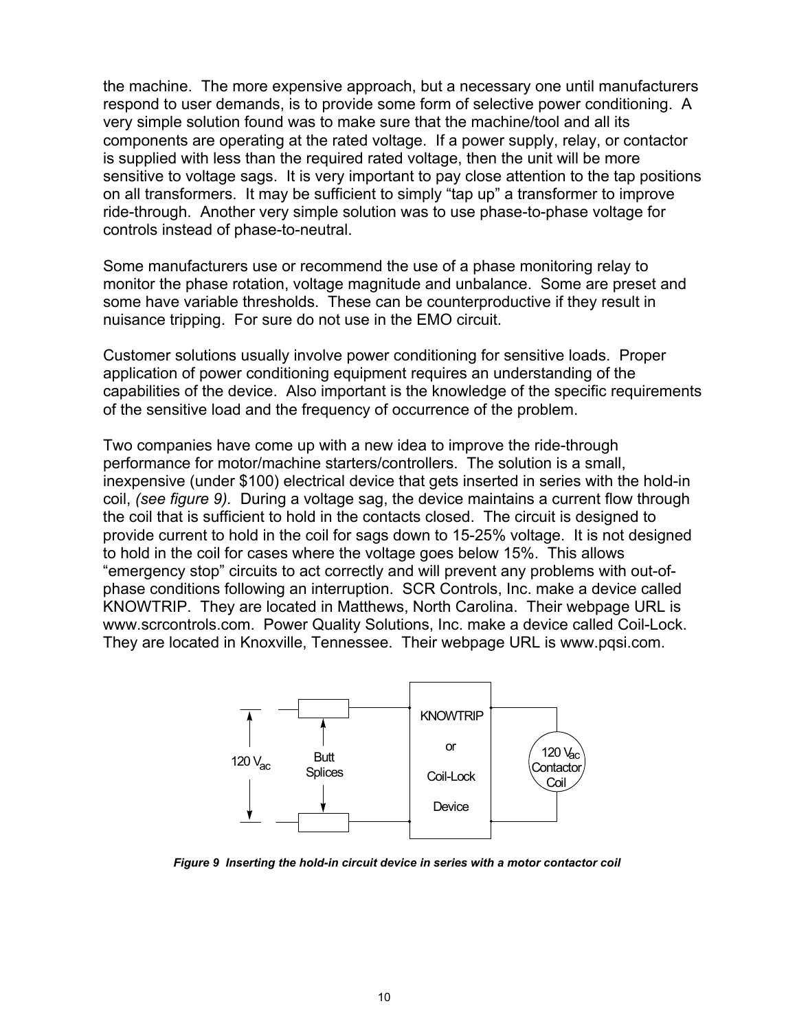the machine. The more expensive approach, but a necessary one until manufacturers respond to user demands, is to provide some form of selective power conditioning. A very simple solution found was to make sure that the machine/tool and all its components are operating at the rated voltage. If a power supply, relay, or contactor is supplied with less than the required rated voltage, then the unit will be more sensitive to voltage sags. It is very important to pay close attention to the tap positions on all transformers. It may be sufficient to simply "tap up" a transformer to improve ride-through. Another very simple solution was to use phase-to-phase voltage for controls instead of phase-to-neutral.

Some manufacturers use or recommend the use of a phase monitoring relay to monitor the phase rotation, voltage magnitude and unbalance. Some are preset and some have variable thresholds. These can be counterproductive if they result in nuisance tripping. For sure do not use in the EMO circuit.

Customer solutions usually involve power conditioning for sensitive loads. Proper application of power conditioning equipment requires an understanding of the capabilities of the device. Also important is the knowledge of the specific requirements of the sensitive load and the frequency of occurrence of the problem.

Two companies have come up with a new idea to improve the ride-through performance for motor/machine starters/controllers. The solution is a small, inexpensive (under $100) electrical device that gets inserted in series with the hold-in coil, *(see figure 9)*. During a voltage sag, the device maintains a current flow through the coil that is sufficient to hold in the contacts closed. The circuit is designed to provide current to hold in the coil for sags down to 15-25% voltage. It is not designed to hold in the coil for cases where the voltage goes below 15%. This allows "emergency stop" circuits to act correctly and will prevent any problems with out-of-phase conditions following an interruption. SCR Controls, Inc. make a device called KNOWTRIP. They are located in Matthews, North Carolina. Their webpage URL is www.scrcontrols.com. Power Quality Solutions, Inc. make a device called Coil-Lock. They are located in Knoxville, Tennessee. Their webpage URL is www.pqsi.com.

120 $V_{ac}$ — Butt Splices — KNOWTRIP or Coil-Lock Device — 120 $V_{ac}$ Contactor Coil

***Figure 9 Inserting the hold-in circuit device in series with a motor contactor coil***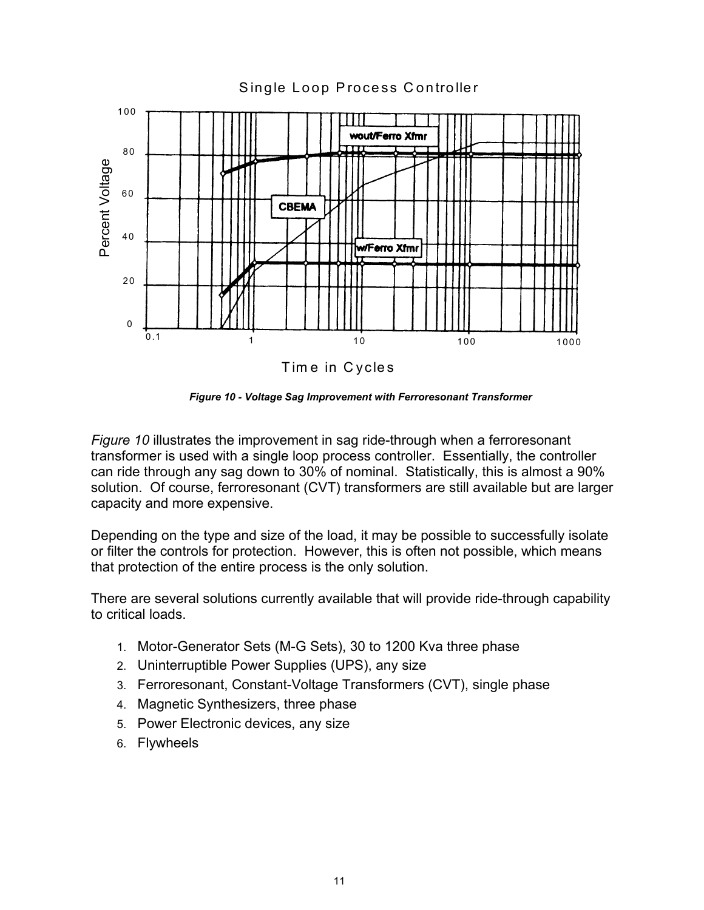Figure 10 - Voltage Sag Improvement with Ferroresonant Transformer

*Figure 10* illustrates the improvement in sag ride-through when a ferroresonant transformer is used with a single loop process controller. Essentially, the controller can ride through any sag down to 30% of nominal. Statistically, this is almost a 90% solution. Of course, ferroresonant (CVT) transformers are still available but are larger capacity and more expensive.

Depending on the type and size of the load, it may be possible to successfully isolate or filter the controls for protection. However, this is often not possible, which means that protection of the entire process is the only solution.

There are several solutions currently available that will provide ride-through capability to critical loads.

1. Motor-Generator Sets (M-G Sets), 30 to 1200 Kva three phase
2. Uninterruptible Power Supplies (UPS), any size
3. Ferroresonant, Constant-Voltage Transformers (CVT), single phase
4. Magnetic Synthesizers, three phase
5. Power Electronic devices, any size
6. Flywheels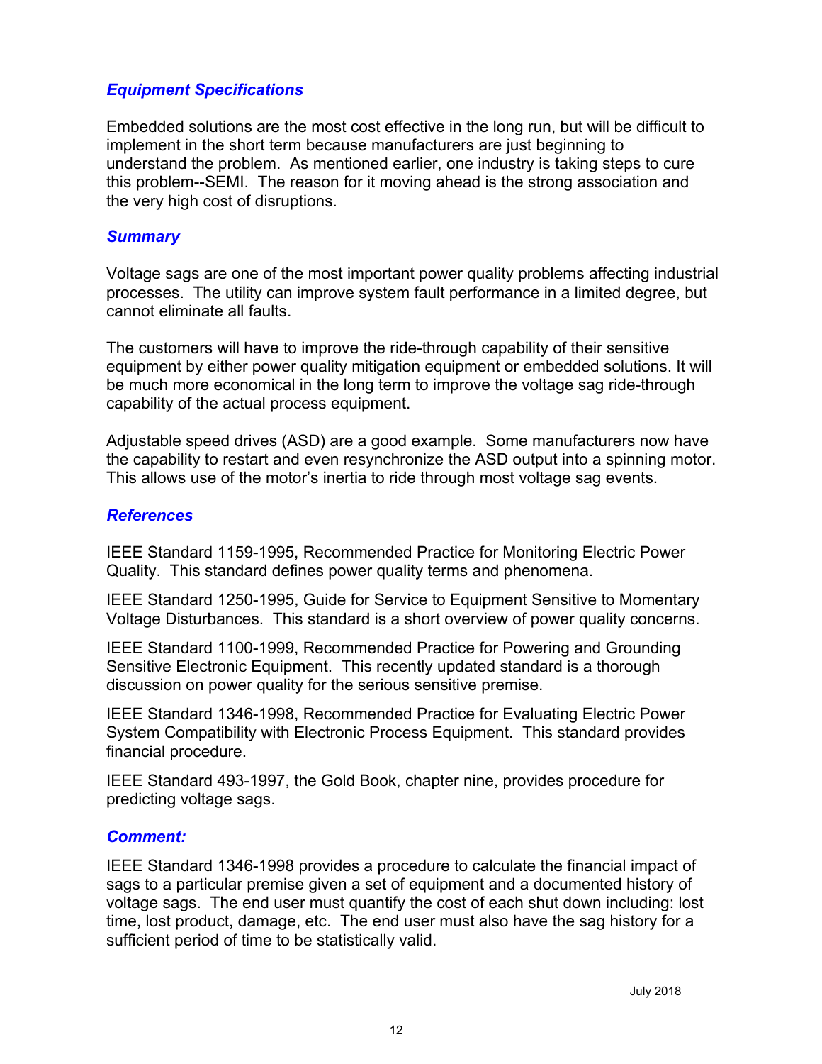### *Equipment Specifications*

Embedded solutions are the most cost effective in the long run, but will be difficult to implement in the short term because manufacturers are just beginning to understand the problem. As mentioned earlier, one industry is taking steps to cure this problem--SEMI. The reason for it moving ahead is the strong association and the very high cost of disruptions.

### *Summary*

Voltage sags are one of the most important power quality problems affecting industrial processes. The utility can improve system fault performance in a limited degree, but cannot eliminate all faults.

The customers will have to improve the ride-through capability of their sensitive equipment by either power quality mitigation equipment or embedded solutions. It will be much more economical in the long term to improve the voltage sag ride-through capability of the actual process equipment.

Adjustable speed drives (ASD) are a good example. Some manufacturers now have the capability to restart and even resynchronize the ASD output into a spinning motor. This allows use of the motor's inertia to ride through most voltage sag events.

### *References*

IEEE Standard 1159-1995, Recommended Practice for Monitoring Electric Power Quality. This standard defines power quality terms and phenomena.

IEEE Standard 1250-1995, Guide for Service to Equipment Sensitive to Momentary Voltage Disturbances. This standard is a short overview of power quality concerns.

IEEE Standard 1100-1999, Recommended Practice for Powering and Grounding Sensitive Electronic Equipment. This recently updated standard is a thorough discussion on power quality for the serious sensitive premise.

IEEE Standard 1346-1998, Recommended Practice for Evaluating Electric Power System Compatibility with Electronic Process Equipment. This standard provides financial procedure.

IEEE Standard 493-1997, the Gold Book, chapter nine, provides procedure for predicting voltage sags.

### *Comment:*

IEEE Standard 1346-1998 provides a procedure to calculate the financial impact of sags to a particular premise given a set of equipment and a documented history of voltage sags. The end user must quantify the cost of each shut down including: lost time, lost product, damage, etc. The end user must also have the sag history for a sufficient period of time to be statistically valid.